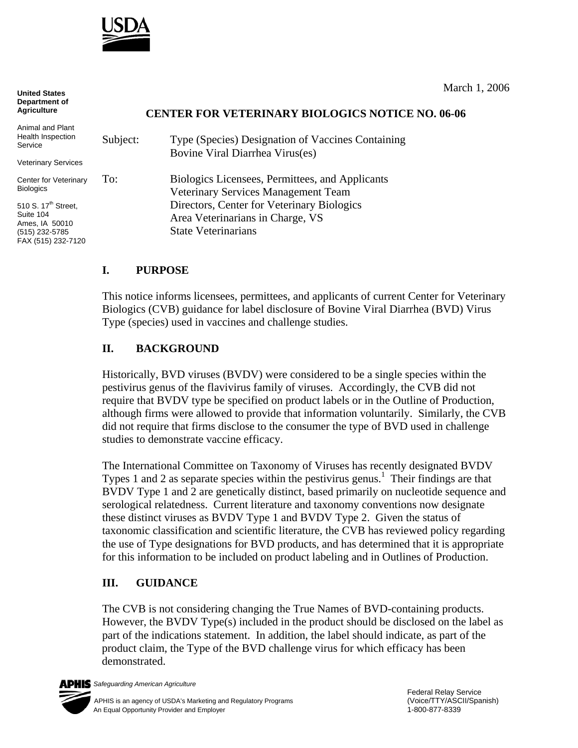USDA

**United States Department of Agriculture**

Animal and Plant Health Inspection Service

Veterinary Services

Center for Veterinary Biologics

510 S. 17th Street, Suite 104
Ames, IA 50010
(515) 232-5785
FAX (515) 232-7120

March 1, 2006

**CENTER FOR VETERINARY BIOLOGICS NOTICE NO. 06-06**

Subject: Type (Species) Designation of Vaccines Containing Bovine Viral Diarrhea Virus(es)

To: Biologics Licensees, Permittees, and Applicants
Veterinary Services Management Team
Directors, Center for Veterinary Biologics
Area Veterinarians in Charge, VS
State Veterinarians

## I. PURPOSE

This notice informs licensees, permittees, and applicants of current Center for Veterinary Biologics (CVB) guidance for label disclosure of Bovine Viral Diarrhea (BVD) Virus Type (species) used in vaccines and challenge studies.

## II. BACKGROUND

Historically, BVD viruses (BVDV) were considered to be a single species within the pestivirus genus of the flavivirus family of viruses. Accordingly, the CVB did not require that BVDV type be specified on product labels or in the Outline of Production, although firms were allowed to provide that information voluntarily. Similarly, the CVB did not require that firms disclose to the consumer the type of BVD used in challenge studies to demonstrate vaccine efficacy.

The International Committee on Taxonomy of Viruses has recently designated BVDV Types 1 and 2 as separate species within the pestivirus genus.[1] Their findings are that BVDV Type 1 and 2 are genetically distinct, based primarily on nucleotide sequence and serological relatedness. Current literature and taxonomy conventions now designate these distinct viruses as BVDV Type 1 and BVDV Type 2. Given the status of taxonomic classification and scientific literature, the CVB has reviewed policy regarding the use of Type designations for BVD products, and has determined that it is appropriate for this information to be included on product labeling and in Outlines of Production.

## III. GUIDANCE

The CVB is not considering changing the True Names of BVD-containing products. However, the BVDV Type(s) included in the product should be disclosed on the label as part of the indications statement. In addition, the label should indicate, as part of the product claim, the Type of the BVD challenge virus for which efficacy has been demonstrated.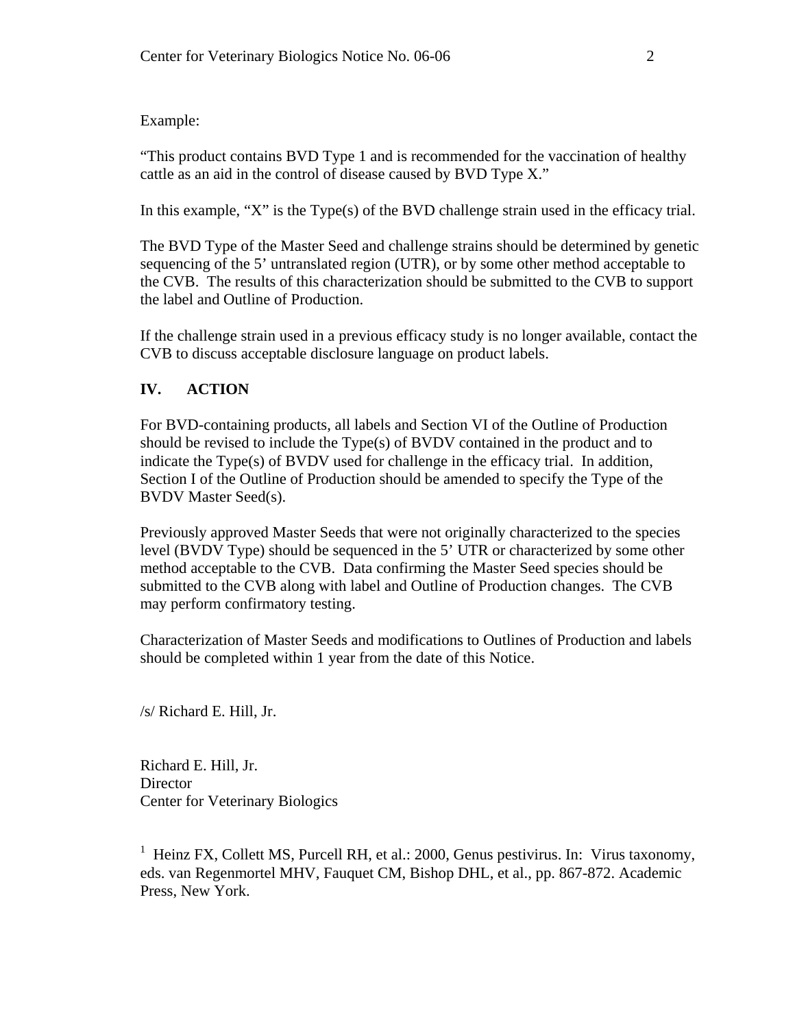Example:

“This product contains BVD Type 1 and is recommended for the vaccination of healthy cattle as an aid in the control of disease caused by BVD Type X.”

In this example, “X” is the Type(s) of the BVD challenge strain used in the efficacy trial.

The BVD Type of the Master Seed and challenge strains should be determined by genetic sequencing of the 5’ untranslated region (UTR), or by some other method acceptable to the CVB. The results of this characterization should be submitted to the CVB to support the label and Outline of Production.

If the challenge strain used in a previous efficacy study is no longer available, contact the CVB to discuss acceptable disclosure language on product labels.

## IV. ACTION

For BVD-containing products, all labels and Section VI of the Outline of Production should be revised to include the Type(s) of BVDV contained in the product and to indicate the Type(s) of BVDV used for challenge in the efficacy trial. In addition, Section I of the Outline of Production should be amended to specify the Type of the BVDV Master Seed(s).

Previously approved Master Seeds that were not originally characterized to the species level (BVDV Type) should be sequenced in the 5’ UTR or characterized by some other method acceptable to the CVB. Data confirming the Master Seed species should be submitted to the CVB along with label and Outline of Production changes. The CVB may perform confirmatory testing.

Characterization of Master Seeds and modifications to Outlines of Production and labels should be completed within 1 year from the date of this Notice.

/s/ Richard E. Hill, Jr.

Richard E. Hill, Jr.
Director
Center for Veterinary Biologics

[1] Heinz FX, Collett MS, Purcell RH, et al.: 2000, Genus pestivirus. In: Virus taxonomy, eds. van Regenmortel MHV, Fauquet CM, Bishop DHL, et al., pp. 867-872. Academic Press, New York.